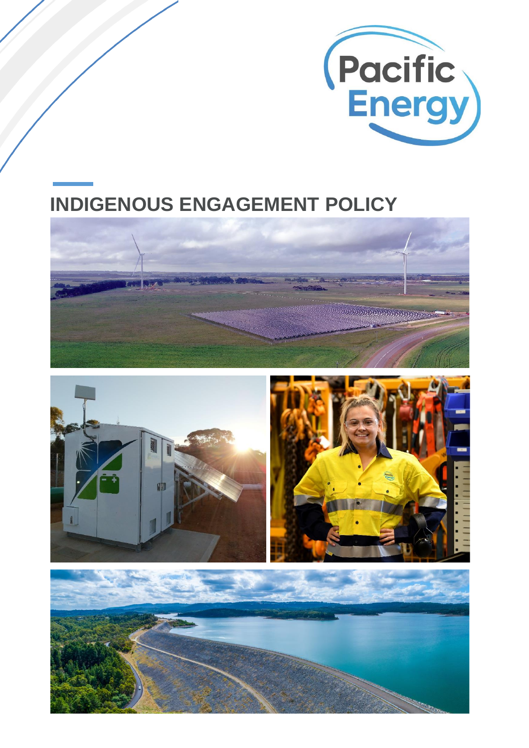# INDIGENOUS ENGAGEMENT POLICY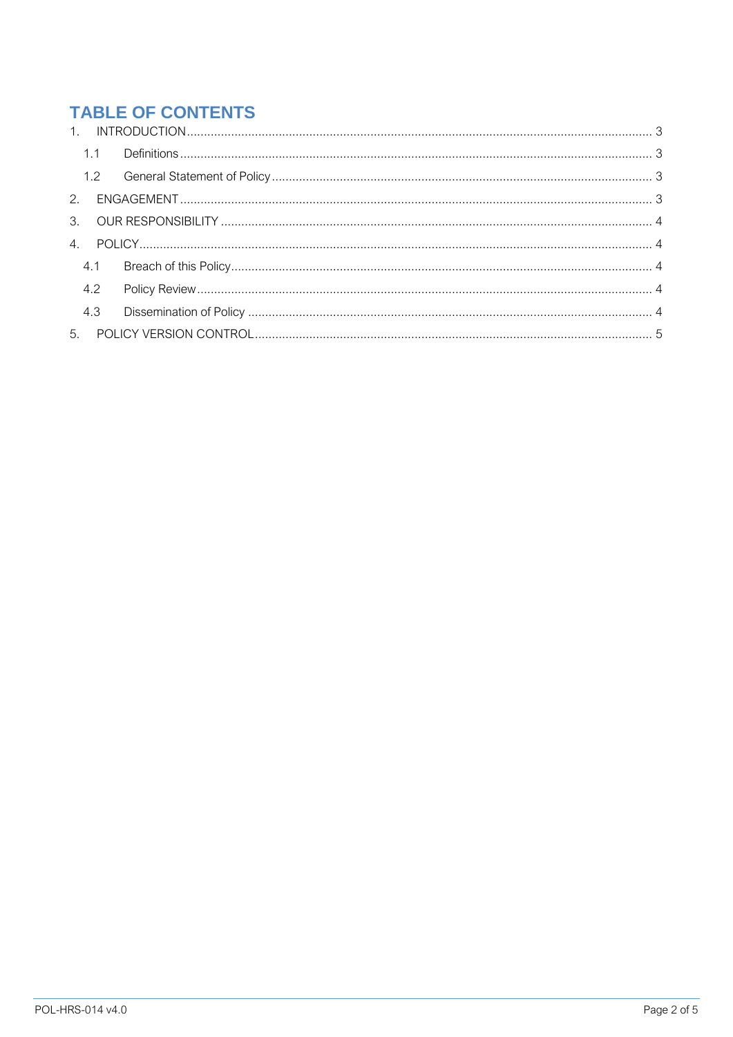# TABLE OF CONTENTS

1. INTRODUCTION ........ 3
   - 1.1 Definitions ........ 3
   - 1.2 General Statement of Policy ........ 3
2. ENGAGEMENT ........ 3
3. OUR RESPONSIBILITY ........ 4
4. POLICY ........ 4
   - 4.1 Breach of this Policy ........ 4
   - 4.2 Policy Review ........ 4
   - 4.3 Dissemination of Policy ........ 4
5. POLICY VERSION CONTROL ........ 5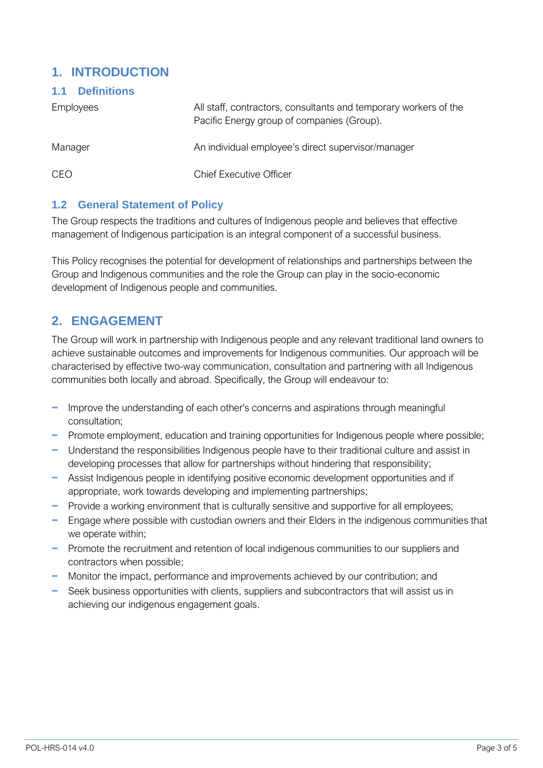# 1. INTRODUCTION

## 1.1 Definitions

| | |
|---|---|
| Employees | All staff, contractors, consultants and temporary workers of the Pacific Energy group of companies (Group). |
| Manager | An individual employee's direct supervisor/manager |
| CEO | Chief Executive Officer |

## 1.2 General Statement of Policy

The Group respects the traditions and cultures of Indigenous people and believes that effective management of Indigenous participation is an integral component of a successful business.

This Policy recognises the potential for development of relationships and partnerships between the Group and Indigenous communities and the role the Group can play in the socio-economic development of Indigenous people and communities.

# 2. ENGAGEMENT

The Group will work in partnership with Indigenous people and any relevant traditional land owners to achieve sustainable outcomes and improvements for Indigenous communities. Our approach will be characterised by effective two-way communication, consultation and partnering with all Indigenous communities both locally and abroad. Specifically, the Group will endeavour to:

- Improve the understanding of each other's concerns and aspirations through meaningful consultation;
- Promote employment, education and training opportunities for Indigenous people where possible;
- Understand the responsibilities Indigenous people have to their traditional culture and assist in developing processes that allow for partnerships without hindering that responsibility;
- Assist Indigenous people in identifying positive economic development opportunities and if appropriate, work towards developing and implementing partnerships;
- Provide a working environment that is culturally sensitive and supportive for all employees;
- Engage where possible with custodian owners and their Elders in the indigenous communities that we operate within;
- Promote the recruitment and retention of local indigenous communities to our suppliers and contractors when possible;
- Monitor the impact, performance and improvements achieved by our contribution; and
- Seek business opportunities with clients, suppliers and subcontractors that will assist us in achieving our indigenous engagement goals.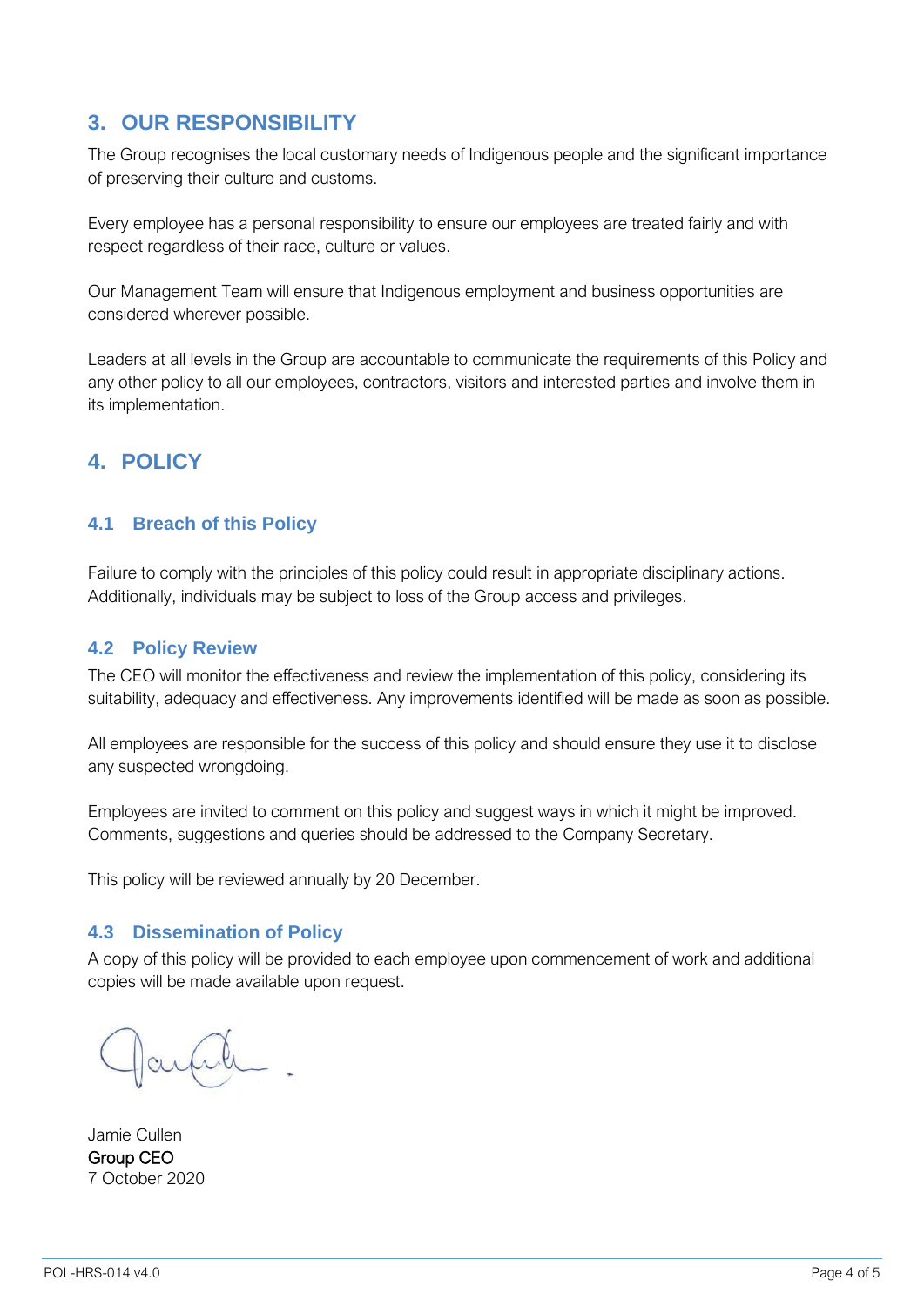## 3. OUR RESPONSIBILITY

The Group recognises the local customary needs of Indigenous people and the significant importance of preserving their culture and customs.

Every employee has a personal responsibility to ensure our employees are treated fairly and with respect regardless of their race, culture or values.

Our Management Team will ensure that Indigenous employment and business opportunities are considered wherever possible.

Leaders at all levels in the Group are accountable to communicate the requirements of this Policy and any other policy to all our employees, contractors, visitors and interested parties and involve them in its implementation.

## 4. POLICY

### 4.1 Breach of this Policy

Failure to comply with the principles of this policy could result in appropriate disciplinary actions. Additionally, individuals may be subject to loss of the Group access and privileges.

### 4.2 Policy Review

The CEO will monitor the effectiveness and review the implementation of this policy, considering its suitability, adequacy and effectiveness. Any improvements identified will be made as soon as possible.

All employees are responsible for the success of this policy and should ensure they use it to disclose any suspected wrongdoing.

Employees are invited to comment on this policy and suggest ways in which it might be improved. Comments, suggestions and queries should be addressed to the Company Secretary.

This policy will be reviewed annually by 20 December.

### 4.3 Dissemination of Policy

A copy of this policy will be provided to each employee upon commencement of work and additional copies will be made available upon request.

Jamie Cullen
Group CEO
7 October 2020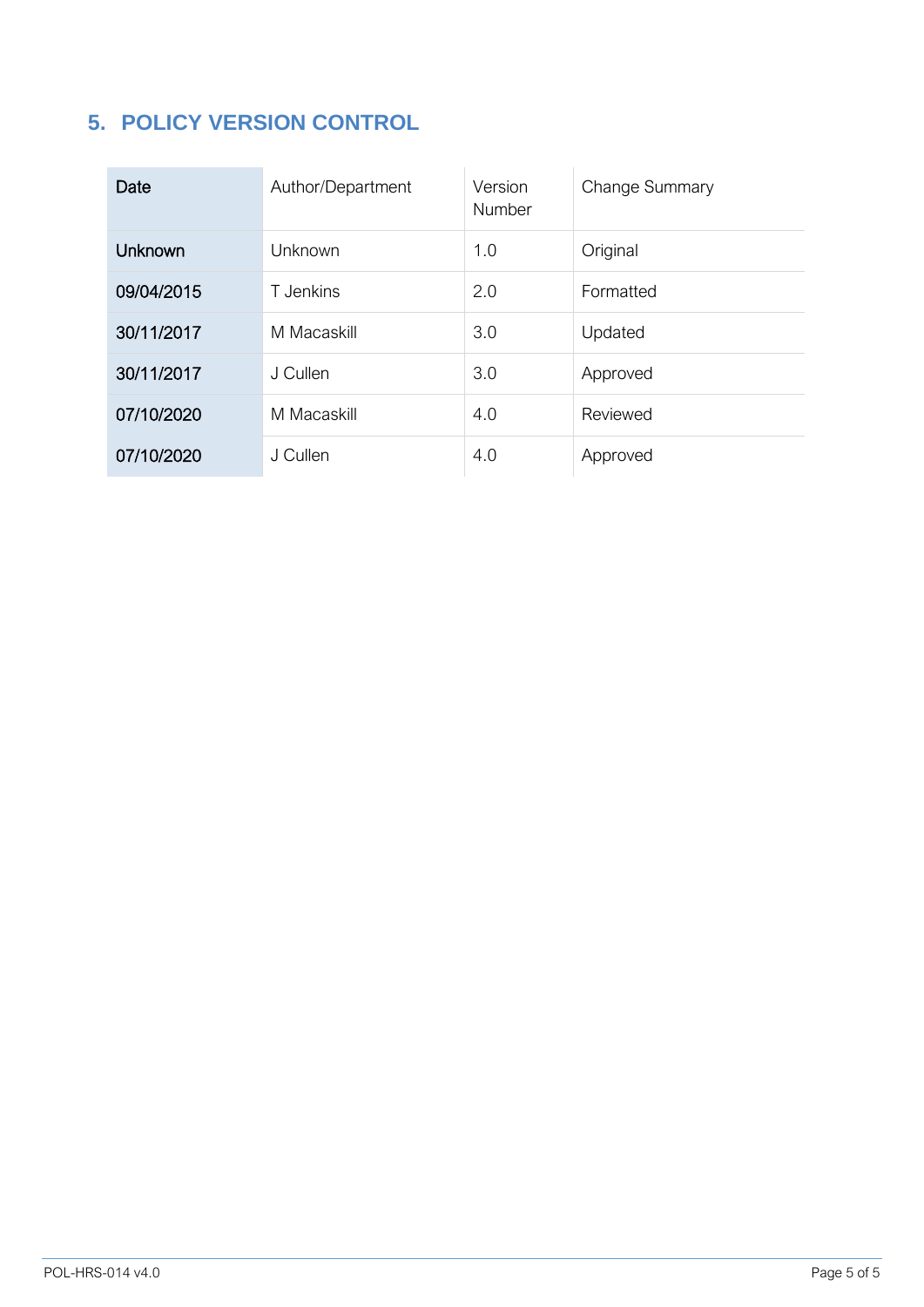## 5. POLICY VERSION CONTROL

| Date | Author/Department | Version Number | Change Summary |
|---|---|---|---|
| Unknown | Unknown | 1.0 | Original |
| 09/04/2015 | T Jenkins | 2.0 | Formatted |
| 30/11/2017 | M Macaskill | 3.0 | Updated |
| 30/11/2017 | J Cullen | 3.0 | Approved |
| 07/10/2020 | M Macaskill | 4.0 | Reviewed |
| 07/10/2020 | J Cullen | 4.0 | Approved |